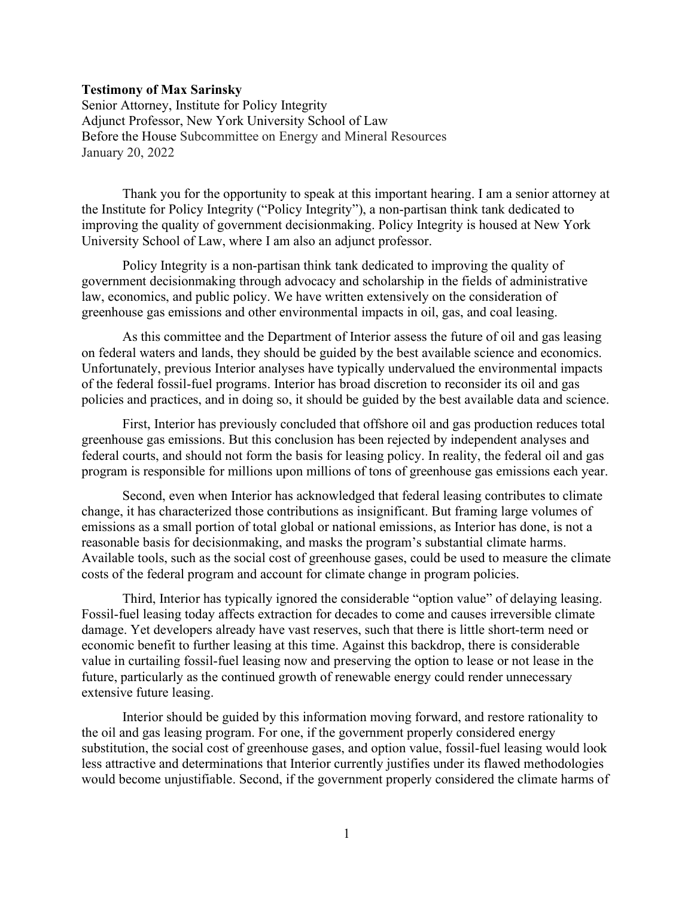**Testimony of Max Sarinsky**

Senior Attorney, Institute for Policy Integrity
Adjunct Professor, New York University School of Law
Before the House Subcommittee on Energy and Mineral Resources
January 20, 2022

Thank you for the opportunity to speak at this important hearing. I am a senior attorney at the Institute for Policy Integrity ("Policy Integrity"), a non-partisan think tank dedicated to improving the quality of government decisionmaking. Policy Integrity is housed at New York University School of Law, where I am also an adjunct professor.

Policy Integrity is a non-partisan think tank dedicated to improving the quality of government decisionmaking through advocacy and scholarship in the fields of administrative law, economics, and public policy. We have written extensively on the consideration of greenhouse gas emissions and other environmental impacts in oil, gas, and coal leasing.

As this committee and the Department of Interior assess the future of oil and gas leasing on federal waters and lands, they should be guided by the best available science and economics. Unfortunately, previous Interior analyses have typically undervalued the environmental impacts of the federal fossil-fuel programs. Interior has broad discretion to reconsider its oil and gas policies and practices, and in doing so, it should be guided by the best available data and science.

First, Interior has previously concluded that offshore oil and gas production reduces total greenhouse gas emissions. But this conclusion has been rejected by independent analyses and federal courts, and should not form the basis for leasing policy. In reality, the federal oil and gas program is responsible for millions upon millions of tons of greenhouse gas emissions each year.

Second, even when Interior has acknowledged that federal leasing contributes to climate change, it has characterized those contributions as insignificant. But framing large volumes of emissions as a small portion of total global or national emissions, as Interior has done, is not a reasonable basis for decisionmaking, and masks the program's substantial climate harms. Available tools, such as the social cost of greenhouse gases, could be used to measure the climate costs of the federal program and account for climate change in program policies.

Third, Interior has typically ignored the considerable "option value" of delaying leasing. Fossil-fuel leasing today affects extraction for decades to come and causes irreversible climate damage. Yet developers already have vast reserves, such that there is little short-term need or economic benefit to further leasing at this time. Against this backdrop, there is considerable value in curtailing fossil-fuel leasing now and preserving the option to lease or not lease in the future, particularly as the continued growth of renewable energy could render unnecessary extensive future leasing.

Interior should be guided by this information moving forward, and restore rationality to the oil and gas leasing program. For one, if the government properly considered energy substitution, the social cost of greenhouse gases, and option value, fossil-fuel leasing would look less attractive and determinations that Interior currently justifies under its flawed methodologies would become unjustifiable. Second, if the government properly considered the climate harms of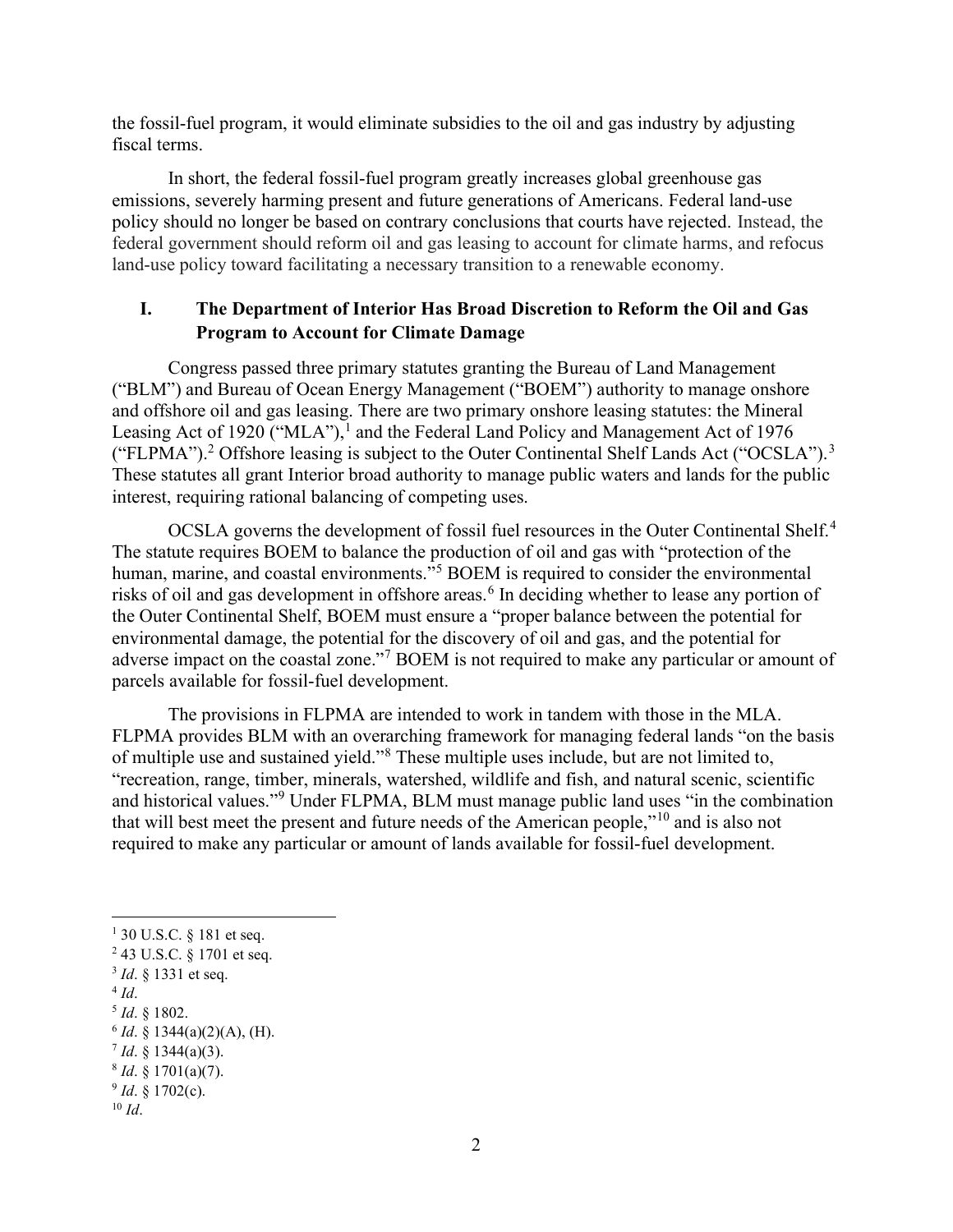the fossil-fuel program, it would eliminate subsidies to the oil and gas industry by adjusting fiscal terms.

In short, the federal fossil-fuel program greatly increases global greenhouse gas emissions, severely harming present and future generations of Americans. Federal land-use policy should no longer be based on contrary conclusions that courts have rejected. Instead, the federal government should reform oil and gas leasing to account for climate harms, and refocus land-use policy toward facilitating a necessary transition to a renewable economy.

## I. The Department of Interior Has Broad Discretion to Reform the Oil and Gas Program to Account for Climate Damage

Congress passed three primary statutes granting the Bureau of Land Management ("BLM") and Bureau of Ocean Energy Management ("BOEM") authority to manage onshore and offshore oil and gas leasing. There are two primary onshore leasing statutes: the Mineral Leasing Act of 1920 ("MLA"),[1] and the Federal Land Policy and Management Act of 1976 ("FLPMA").[2] Offshore leasing is subject to the Outer Continental Shelf Lands Act ("OCSLA").[3] These statutes all grant Interior broad authority to manage public waters and lands for the public interest, requiring rational balancing of competing uses.

OCSLA governs the development of fossil fuel resources in the Outer Continental Shelf.[4] The statute requires BOEM to balance the production of oil and gas with "protection of the human, marine, and coastal environments."[5] BOEM is required to consider the environmental risks of oil and gas development in offshore areas.[6] In deciding whether to lease any portion of the Outer Continental Shelf, BOEM must ensure a "proper balance between the potential for environmental damage, the potential for the discovery of oil and gas, and the potential for adverse impact on the coastal zone."[7] BOEM is not required to make any particular or amount of parcels available for fossil-fuel development.

The provisions in FLPMA are intended to work in tandem with those in the MLA. FLPMA provides BLM with an overarching framework for managing federal lands "on the basis of multiple use and sustained yield."[8] These multiple uses include, but are not limited to, "recreation, range, timber, minerals, watershed, wildlife and fish, and natural scenic, scientific and historical values."[9] Under FLPMA, BLM must manage public land uses "in the combination that will best meet the present and future needs of the American people,"[10] and is also not required to make any particular or amount of lands available for fossil-fuel development.

---

[1] 30 U.S.C. § 181 et seq.

[2] 43 U.S.C. § 1701 et seq.

[3] *Id*. § 1331 et seq.

[4] *Id*.

[5] *Id*. § 1802.

[6] *Id*. § 1344(a)(2)(A), (H).

[7] *Id*. § 1344(a)(3).

[8] *Id*. § 1701(a)(7).

[9] *Id*. § 1702(c).

[10] *Id*.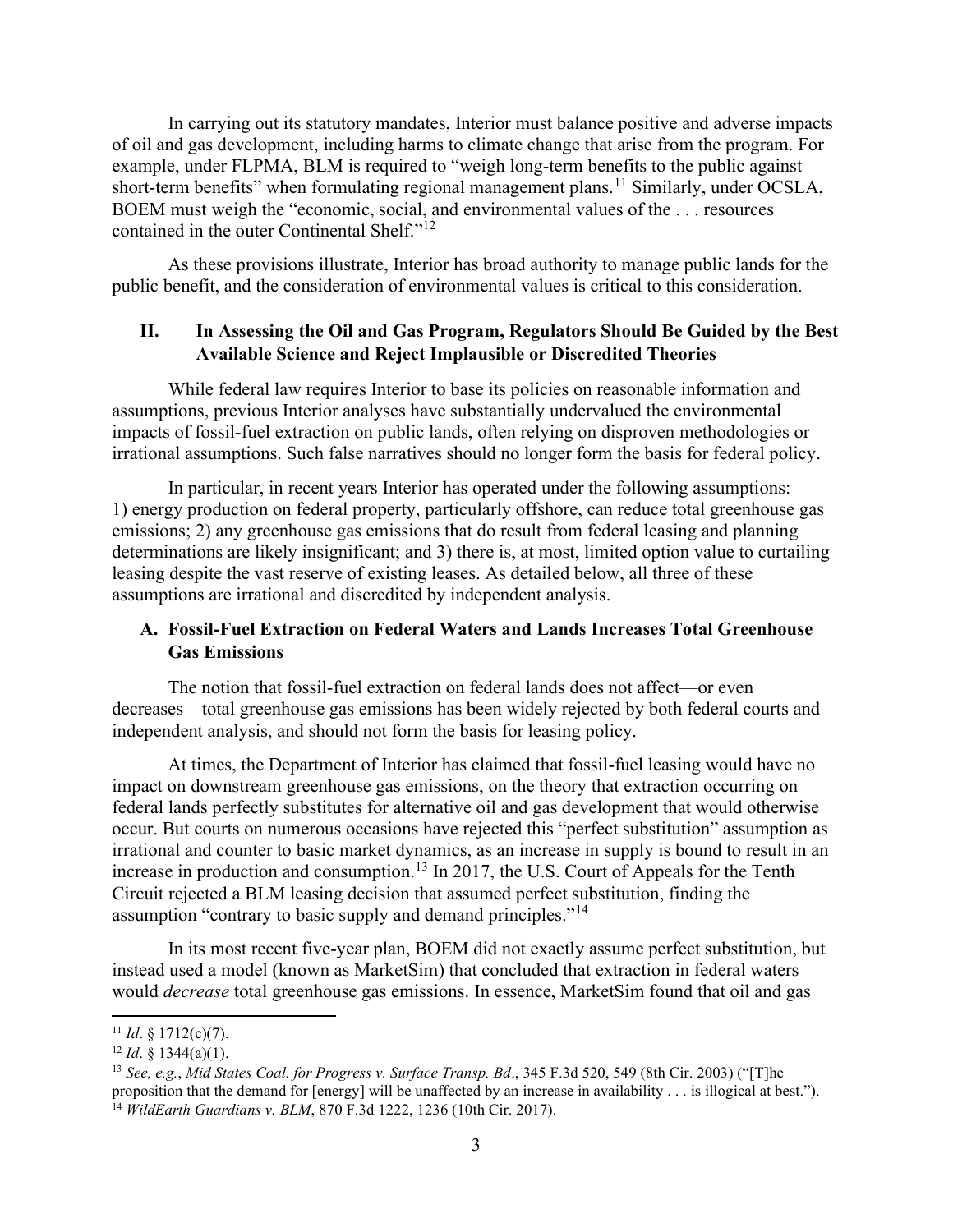In carrying out its statutory mandates, Interior must balance positive and adverse impacts of oil and gas development, including harms to climate change that arise from the program. For example, under FLPMA, BLM is required to "weigh long-term benefits to the public against short-term benefits" when formulating regional management plans.[11] Similarly, under OCSLA, BOEM must weigh the "economic, social, and environmental values of the . . . resources contained in the outer Continental Shelf."[12]

As these provisions illustrate, Interior has broad authority to manage public lands for the public benefit, and the consideration of environmental values is critical to this consideration.

## II. In Assessing the Oil and Gas Program, Regulators Should Be Guided by the Best Available Science and Reject Implausible or Discredited Theories

While federal law requires Interior to base its policies on reasonable information and assumptions, previous Interior analyses have substantially undervalued the environmental impacts of fossil-fuel extraction on public lands, often relying on disproven methodologies or irrational assumptions. Such false narratives should no longer form the basis for federal policy.

In particular, in recent years Interior has operated under the following assumptions: 1) energy production on federal property, particularly offshore, can reduce total greenhouse gas emissions; 2) any greenhouse gas emissions that do result from federal leasing and planning determinations are likely insignificant; and 3) there is, at most, limited option value to curtailing leasing despite the vast reserve of existing leases. As detailed below, all three of these assumptions are irrational and discredited by independent analysis.

### A. Fossil-Fuel Extraction on Federal Waters and Lands Increases Total Greenhouse Gas Emissions

The notion that fossil-fuel extraction on federal lands does not affect—or even decreases—total greenhouse gas emissions has been widely rejected by both federal courts and independent analysis, and should not form the basis for leasing policy.

At times, the Department of Interior has claimed that fossil-fuel leasing would have no impact on downstream greenhouse gas emissions, on the theory that extraction occurring on federal lands perfectly substitutes for alternative oil and gas development that would otherwise occur. But courts on numerous occasions have rejected this "perfect substitution" assumption as irrational and counter to basic market dynamics, as an increase in supply is bound to result in an increase in production and consumption.[13] In 2017, the U.S. Court of Appeals for the Tenth Circuit rejected a BLM leasing decision that assumed perfect substitution, finding the assumption "contrary to basic supply and demand principles."[14]

In its most recent five-year plan, BOEM did not exactly assume perfect substitution, but instead used a model (known as MarketSim) that concluded that extraction in federal waters would *decrease* total greenhouse gas emissions. In essence, MarketSim found that oil and gas

---

[11] *Id*. § 1712(c)(7).

[12] *Id*. § 1344(a)(1).

[13] *See, e.g.*, *Mid States Coal. for Progress v. Surface Transp. Bd*., 345 F.3d 520, 549 (8th Cir. 2003) ("[T]he proposition that the demand for [energy] will be unaffected by an increase in availability . . . is illogical at best.").

[14] *WildEarth Guardians v. BLM*, 870 F.3d 1222, 1236 (10th Cir. 2017).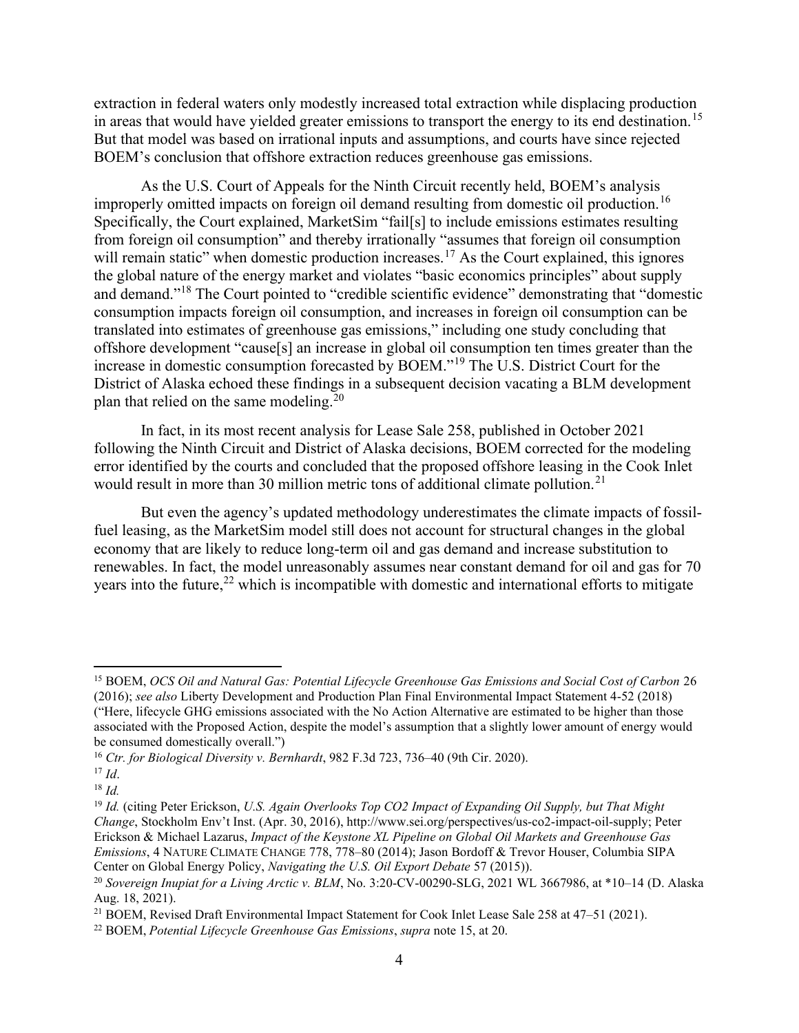extraction in federal waters only modestly increased total extraction while displacing production in areas that would have yielded greater emissions to transport the energy to its end destination.[15] But that model was based on irrational inputs and assumptions, and courts have since rejected BOEM's conclusion that offshore extraction reduces greenhouse gas emissions.

As the U.S. Court of Appeals for the Ninth Circuit recently held, BOEM's analysis improperly omitted impacts on foreign oil demand resulting from domestic oil production.[16] Specifically, the Court explained, MarketSim "fail[s] to include emissions estimates resulting from foreign oil consumption" and thereby irrationally "assumes that foreign oil consumption will remain static" when domestic production increases.[17] As the Court explained, this ignores the global nature of the energy market and violates "basic economics principles" about supply and demand."[18] The Court pointed to "credible scientific evidence" demonstrating that "domestic consumption impacts foreign oil consumption, and increases in foreign oil consumption can be translated into estimates of greenhouse gas emissions," including one study concluding that offshore development "cause[s] an increase in global oil consumption ten times greater than the increase in domestic consumption forecasted by BOEM."[19] The U.S. District Court for the District of Alaska echoed these findings in a subsequent decision vacating a BLM development plan that relied on the same modeling.[20]

In fact, in its most recent analysis for Lease Sale 258, published in October 2021 following the Ninth Circuit and District of Alaska decisions, BOEM corrected for the modeling error identified by the courts and concluded that the proposed offshore leasing in the Cook Inlet would result in more than 30 million metric tons of additional climate pollution.[21]

But even the agency's updated methodology underestimates the climate impacts of fossil-fuel leasing, as the MarketSim model still does not account for structural changes in the global economy that are likely to reduce long-term oil and gas demand and increase substitution to renewables. In fact, the model unreasonably assumes near constant demand for oil and gas for 70 years into the future,[22] which is incompatible with domestic and international efforts to mitigate

---

[15] BOEM, *OCS Oil and Natural Gas: Potential Lifecycle Greenhouse Gas Emissions and Social Cost of Carbon* 26 (2016); *see also* Liberty Development and Production Plan Final Environmental Impact Statement 4-52 (2018) ("Here, lifecycle GHG emissions associated with the No Action Alternative are estimated to be higher than those associated with the Proposed Action, despite the model's assumption that a slightly lower amount of energy would be consumed domestically overall.")

[16] *Ctr. for Biological Diversity v. Bernhardt*, 982 F.3d 723, 736–40 (9th Cir. 2020).

[17] *Id*.

[18] *Id.*

[19] *Id.* (citing Peter Erickson, *U.S. Again Overlooks Top CO2 Impact of Expanding Oil Supply, but That Might Change*, Stockholm Env't Inst. (Apr. 30, 2016), http://www.sei.org/perspectives/us-co2-impact-oil-supply; Peter Erickson & Michael Lazarus, *Impact of the Keystone XL Pipeline on Global Oil Markets and Greenhouse Gas Emissions*, 4 NATURE CLIMATE CHANGE 778, 778–80 (2014); Jason Bordoff & Trevor Houser, Columbia SIPA Center on Global Energy Policy, *Navigating the U.S. Oil Export Debate* 57 (2015)).

[20] *Sovereign Inupiat for a Living Arctic v. BLM*, No. 3:20-CV-00290-SLG, 2021 WL 3667986, at *10–14 (D. Alaska Aug. 18, 2021).

[21] BOEM, Revised Draft Environmental Impact Statement for Cook Inlet Lease Sale 258 at 47–51 (2021).

[22] BOEM, *Potential Lifecycle Greenhouse Gas Emissions*, *supra* note 15, at 20.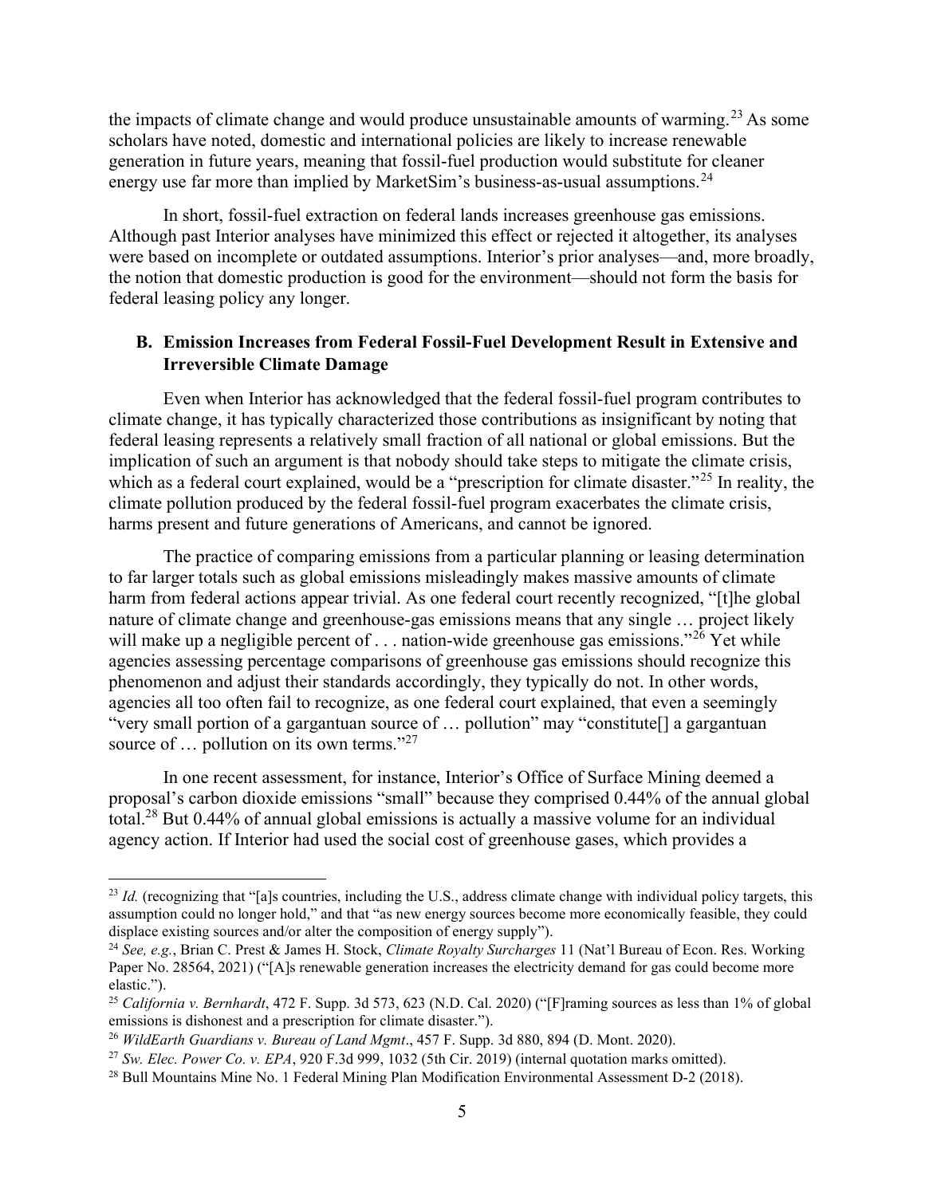the impacts of climate change and would produce unsustainable amounts of warming.[23] As some scholars have noted, domestic and international policies are likely to increase renewable generation in future years, meaning that fossil-fuel production would substitute for cleaner energy use far more than implied by MarketSim's business-as-usual assumptions.[24]

In short, fossil-fuel extraction on federal lands increases greenhouse gas emissions. Although past Interior analyses have minimized this effect or rejected it altogether, its analyses were based on incomplete or outdated assumptions. Interior's prior analyses—and, more broadly, the notion that domestic production is good for the environment—should not form the basis for federal leasing policy any longer.

### B. Emission Increases from Federal Fossil-Fuel Development Result in Extensive and Irreversible Climate Damage

Even when Interior has acknowledged that the federal fossil-fuel program contributes to climate change, it has typically characterized those contributions as insignificant by noting that federal leasing represents a relatively small fraction of all national or global emissions. But the implication of such an argument is that nobody should take steps to mitigate the climate crisis, which as a federal court explained, would be a "prescription for climate disaster."[25] In reality, the climate pollution produced by the federal fossil-fuel program exacerbates the climate crisis, harms present and future generations of Americans, and cannot be ignored.

The practice of comparing emissions from a particular planning or leasing determination to far larger totals such as global emissions misleadingly makes massive amounts of climate harm from federal actions appear trivial. As one federal court recently recognized, "[t]he global nature of climate change and greenhouse-gas emissions means that any single … project likely will make up a negligible percent of . . . nation-wide greenhouse gas emissions."[26] Yet while agencies assessing percentage comparisons of greenhouse gas emissions should recognize this phenomenon and adjust their standards accordingly, they typically do not. In other words, agencies all too often fail to recognize, as one federal court explained, that even a seemingly "very small portion of a gargantuan source of … pollution" may "constitute[] a gargantuan source of … pollution on its own terms."[27]

In one recent assessment, for instance, Interior's Office of Surface Mining deemed a proposal's carbon dioxide emissions "small" because they comprised 0.44% of the annual global total.[28] But 0.44% of annual global emissions is actually a massive volume for an individual agency action. If Interior had used the social cost of greenhouse gases, which provides a

---

[23] *Id.* (recognizing that "[a]s countries, including the U.S., address climate change with individual policy targets, this assumption could no longer hold," and that "as new energy sources become more economically feasible, they could displace existing sources and/or alter the composition of energy supply").

[24] *See, e.g.*, Brian C. Prest & James H. Stock, *Climate Royalty Surcharges* 11 (Nat'l Bureau of Econ. Res. Working Paper No. 28564, 2021) ("[A]s renewable generation increases the electricity demand for gas could become more elastic.").

[25] *California v. Bernhardt*, 472 F. Supp. 3d 573, 623 (N.D. Cal. 2020) ("[F]raming sources as less than 1% of global emissions is dishonest and a prescription for climate disaster.").

[26] *WildEarth Guardians v. Bureau of Land Mgmt*., 457 F. Supp. 3d 880, 894 (D. Mont. 2020).

[27] *Sw. Elec. Power Co. v. EPA*, 920 F.3d 999, 1032 (5th Cir. 2019) (internal quotation marks omitted).

[28] Bull Mountains Mine No. 1 Federal Mining Plan Modification Environmental Assessment D-2 (2018).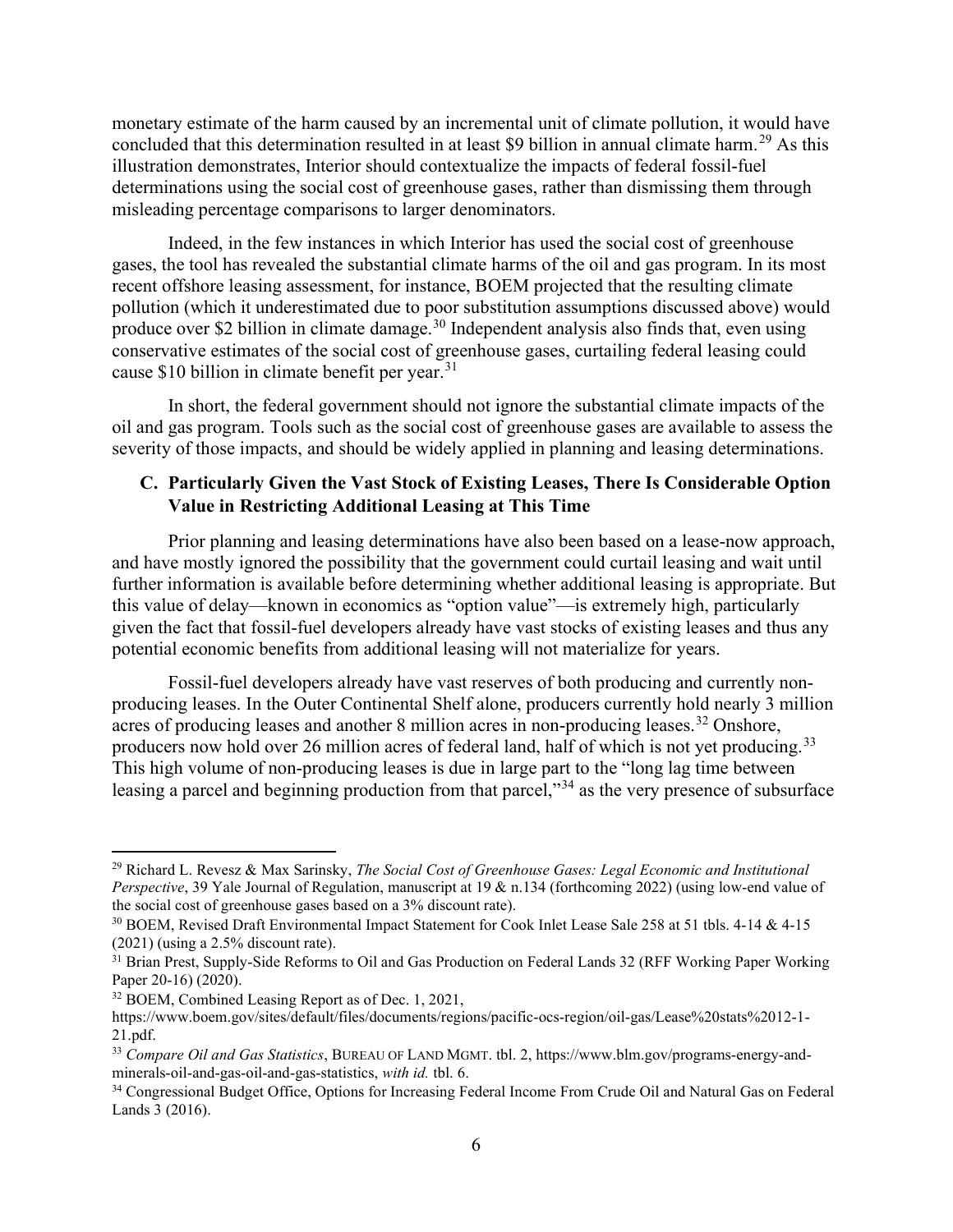monetary estimate of the harm caused by an incremental unit of climate pollution, it would have concluded that this determination resulted in at least $9 billion in annual climate harm.[29] As this illustration demonstrates, Interior should contextualize the impacts of federal fossil-fuel determinations using the social cost of greenhouse gases, rather than dismissing them through misleading percentage comparisons to larger denominators.

Indeed, in the few instances in which Interior has used the social cost of greenhouse gases, the tool has revealed the substantial climate harms of the oil and gas program. In its most recent offshore leasing assessment, for instance, BOEM projected that the resulting climate pollution (which it underestimated due to poor substitution assumptions discussed above) would produce over $2 billion in climate damage.[30] Independent analysis also finds that, even using conservative estimates of the social cost of greenhouse gases, curtailing federal leasing could cause $10 billion in climate benefit per year.[31]

In short, the federal government should not ignore the substantial climate impacts of the oil and gas program. Tools such as the social cost of greenhouse gases are available to assess the severity of those impacts, and should be widely applied in planning and leasing determinations.

### C. Particularly Given the Vast Stock of Existing Leases, There Is Considerable Option Value in Restricting Additional Leasing at This Time

Prior planning and leasing determinations have also been based on a lease-now approach, and have mostly ignored the possibility that the government could curtail leasing and wait until further information is available before determining whether additional leasing is appropriate. But this value of delay—known in economics as "option value"—is extremely high, particularly given the fact that fossil-fuel developers already have vast stocks of existing leases and thus any potential economic benefits from additional leasing will not materialize for years.

Fossil-fuel developers already have vast reserves of both producing and currently non-producing leases. In the Outer Continental Shelf alone, producers currently hold nearly 3 million acres of producing leases and another 8 million acres in non-producing leases.[32] Onshore, producers now hold over 26 million acres of federal land, half of which is not yet producing.[33] This high volume of non-producing leases is due in large part to the "long lag time between leasing a parcel and beginning production from that parcel,"[34] as the very presence of subsurface

---

[29] Richard L. Revesz & Max Sarinsky, *The Social Cost of Greenhouse Gases: Legal Economic and Institutional Perspective*, 39 Yale Journal of Regulation, manuscript at 19 & n.134 (forthcoming 2022) (using low-end value of the social cost of greenhouse gases based on a 3% discount rate).

[30] BOEM, Revised Draft Environmental Impact Statement for Cook Inlet Lease Sale 258 at 51 tbls. 4-14 & 4-15 (2021) (using a 2.5% discount rate).

[31] Brian Prest, Supply-Side Reforms to Oil and Gas Production on Federal Lands 32 (RFF Working Paper Working Paper 20-16) (2020).

[32] BOEM, Combined Leasing Report as of Dec. 1, 2021, https://www.boem.gov/sites/default/files/documents/regions/pacific-ocs-region/oil-gas/Lease%20stats%2012-1-21.pdf.

[33] *Compare Oil and Gas Statistics*, BUREAU OF LAND MGMT. tbl. 2, https://www.blm.gov/programs-energy-and-minerals-oil-and-gas-oil-and-gas-statistics, *with id.* tbl. 6.

[34] Congressional Budget Office, Options for Increasing Federal Income From Crude Oil and Natural Gas on Federal Lands 3 (2016).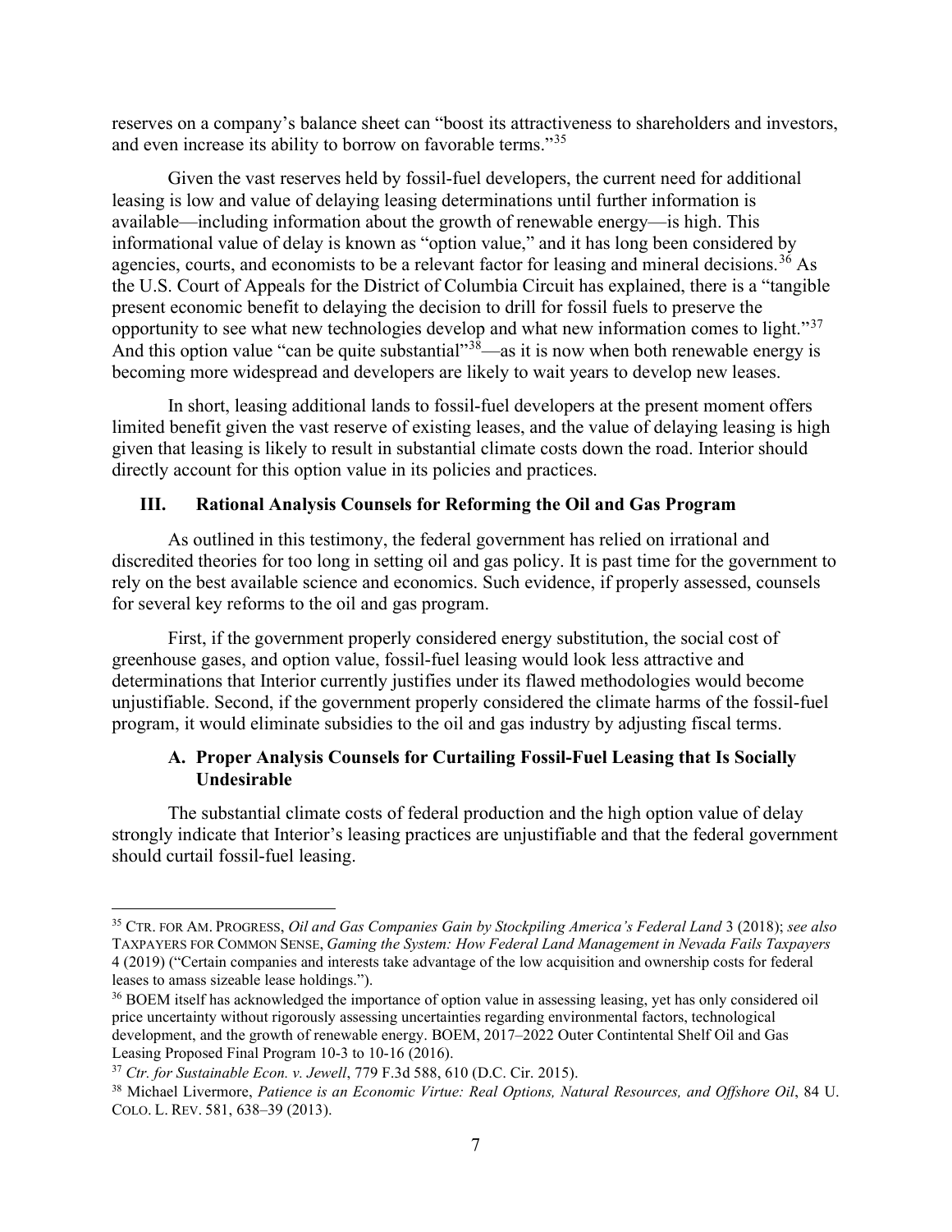reserves on a company's balance sheet can "boost its attractiveness to shareholders and investors, and even increase its ability to borrow on favorable terms."[35]

Given the vast reserves held by fossil-fuel developers, the current need for additional leasing is low and value of delaying leasing determinations until further information is available—including information about the growth of renewable energy—is high. This informational value of delay is known as "option value," and it has long been considered by agencies, courts, and economists to be a relevant factor for leasing and mineral decisions.[36] As the U.S. Court of Appeals for the District of Columbia Circuit has explained, there is a "tangible present economic benefit to delaying the decision to drill for fossil fuels to preserve the opportunity to see what new technologies develop and what new information comes to light."[37] And this option value "can be quite substantial"[38]—as it is now when both renewable energy is becoming more widespread and developers are likely to wait years to develop new leases.

In short, leasing additional lands to fossil-fuel developers at the present moment offers limited benefit given the vast reserve of existing leases, and the value of delaying leasing is high given that leasing is likely to result in substantial climate costs down the road. Interior should directly account for this option value in its policies and practices.

## III. Rational Analysis Counsels for Reforming the Oil and Gas Program

As outlined in this testimony, the federal government has relied on irrational and discredited theories for too long in setting oil and gas policy. It is past time for the government to rely on the best available science and economics. Such evidence, if properly assessed, counsels for several key reforms to the oil and gas program.

First, if the government properly considered energy substitution, the social cost of greenhouse gases, and option value, fossil-fuel leasing would look less attractive and determinations that Interior currently justifies under its flawed methodologies would become unjustifiable. Second, if the government properly considered the climate harms of the fossil-fuel program, it would eliminate subsidies to the oil and gas industry by adjusting fiscal terms.

### A. Proper Analysis Counsels for Curtailing Fossil-Fuel Leasing that Is Socially Undesirable

The substantial climate costs of federal production and the high option value of delay strongly indicate that Interior's leasing practices are unjustifiable and that the federal government should curtail fossil-fuel leasing.

---

[35] CTR. FOR AM. PROGRESS, *Oil and Gas Companies Gain by Stockpiling America's Federal Land* 3 (2018); *see also* TAXPAYERS FOR COMMON SENSE, *Gaming the System: How Federal Land Management in Nevada Fails Taxpayers* 4 (2019) ("Certain companies and interests take advantage of the low acquisition and ownership costs for federal leases to amass sizeable lease holdings.").

[36] BOEM itself has acknowledged the importance of option value in assessing leasing, yet has only considered oil price uncertainty without rigorously assessing uncertainties regarding environmental factors, technological development, and the growth of renewable energy. BOEM, 2017–2022 Outer Contintental Shelf Oil and Gas Leasing Proposed Final Program 10-3 to 10-16 (2016).

[37] *Ctr. for Sustainable Econ. v. Jewell*, 779 F.3d 588, 610 (D.C. Cir. 2015).

[38] Michael Livermore, *Patience is an Economic Virtue: Real Options, Natural Resources, and Offshore Oil*, 84 U. COLO. L. REV. 581, 638–39 (2013).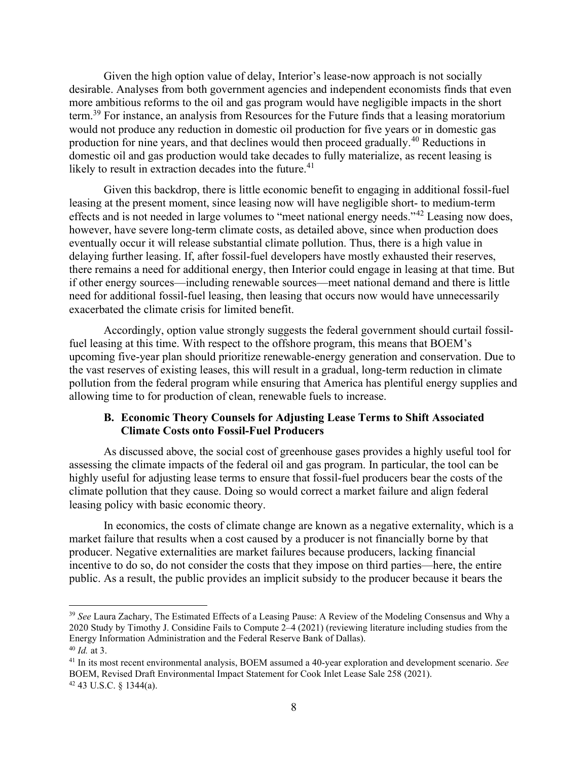Given the high option value of delay, Interior's lease-now approach is not socially desirable. Analyses from both government agencies and independent economists finds that even more ambitious reforms to the oil and gas program would have negligible impacts in the short term.[39] For instance, an analysis from Resources for the Future finds that a leasing moratorium would not produce any reduction in domestic oil production for five years or in domestic gas production for nine years, and that declines would then proceed gradually.[40] Reductions in domestic oil and gas production would take decades to fully materialize, as recent leasing is likely to result in extraction decades into the future.[41]

Given this backdrop, there is little economic benefit to engaging in additional fossil-fuel leasing at the present moment, since leasing now will have negligible short- to medium-term effects and is not needed in large volumes to "meet national energy needs."[42] Leasing now does, however, have severe long-term climate costs, as detailed above, since when production does eventually occur it will release substantial climate pollution. Thus, there is a high value in delaying further leasing. If, after fossil-fuel developers have mostly exhausted their reserves, there remains a need for additional energy, then Interior could engage in leasing at that time. But if other energy sources—including renewable sources—meet national demand and there is little need for additional fossil-fuel leasing, then leasing that occurs now would have unnecessarily exacerbated the climate crisis for limited benefit.

Accordingly, option value strongly suggests the federal government should curtail fossil-fuel leasing at this time. With respect to the offshore program, this means that BOEM's upcoming five-year plan should prioritize renewable-energy generation and conservation. Due to the vast reserves of existing leases, this will result in a gradual, long-term reduction in climate pollution from the federal program while ensuring that America has plentiful energy supplies and allowing time to for production of clean, renewable fuels to increase.

### B. Economic Theory Counsels for Adjusting Lease Terms to Shift Associated Climate Costs onto Fossil-Fuel Producers

As discussed above, the social cost of greenhouse gases provides a highly useful tool for assessing the climate impacts of the federal oil and gas program. In particular, the tool can be highly useful for adjusting lease terms to ensure that fossil-fuel producers bear the costs of the climate pollution that they cause. Doing so would correct a market failure and align federal leasing policy with basic economic theory.

In economics, the costs of climate change are known as a negative externality, which is a market failure that results when a cost caused by a producer is not financially borne by that producer. Negative externalities are market failures because producers, lacking financial incentive to do so, do not consider the costs that they impose on third parties—here, the entire public. As a result, the public provides an implicit subsidy to the producer because it bears the

---

[39] *See* Laura Zachary, The Estimated Effects of a Leasing Pause: A Review of the Modeling Consensus and Why a 2020 Study by Timothy J. Considine Fails to Compute 2–4 (2021) (reviewing literature including studies from the Energy Information Administration and the Federal Reserve Bank of Dallas).

[40] *Id.* at 3.

[41] In its most recent environmental analysis, BOEM assumed a 40-year exploration and development scenario. *See* BOEM, Revised Draft Environmental Impact Statement for Cook Inlet Lease Sale 258 (2021).

[42] 43 U.S.C. § 1344(a).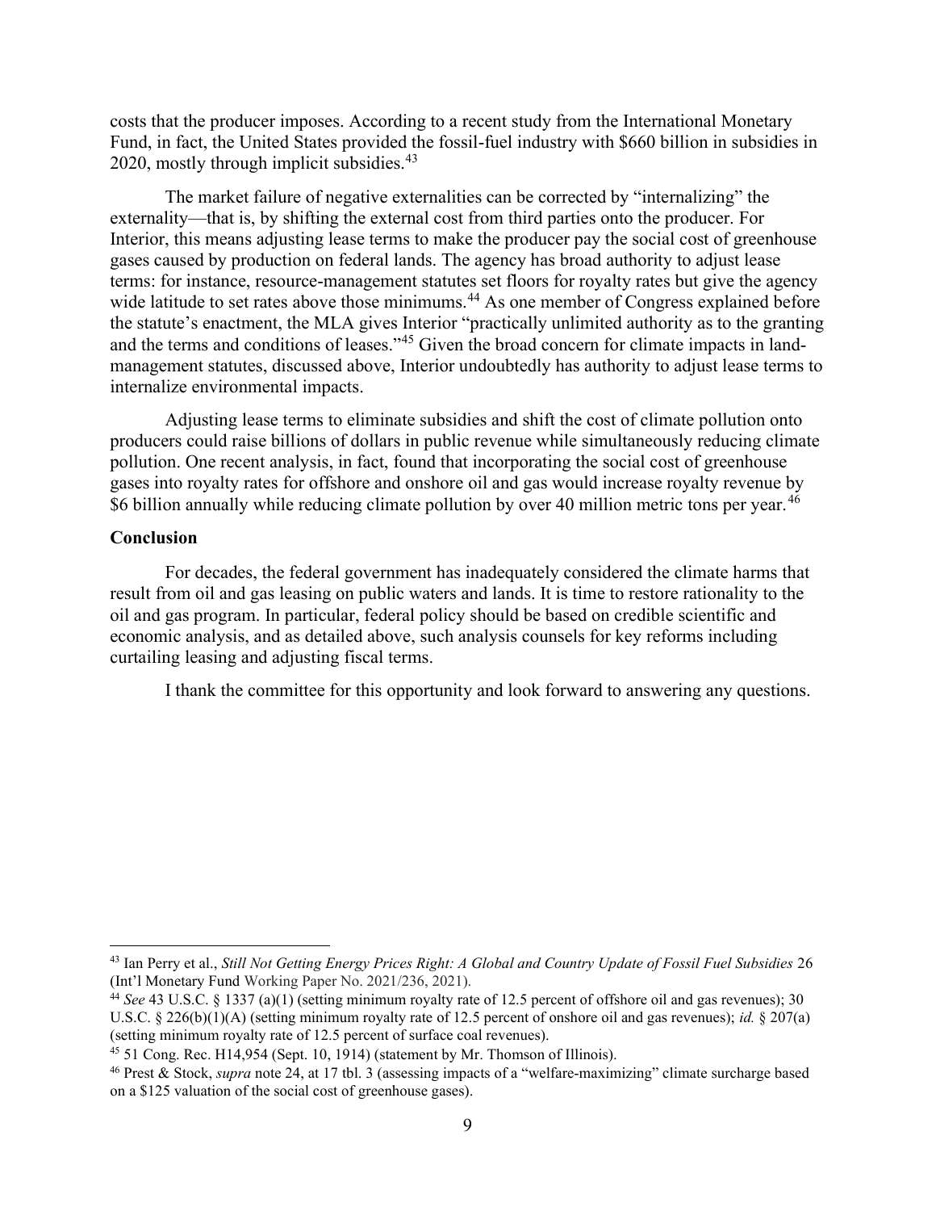costs that the producer imposes. According to a recent study from the International Monetary Fund, in fact, the United States provided the fossil-fuel industry with $660 billion in subsidies in 2020, mostly through implicit subsidies.[43]

The market failure of negative externalities can be corrected by "internalizing" the externality—that is, by shifting the external cost from third parties onto the producer. For Interior, this means adjusting lease terms to make the producer pay the social cost of greenhouse gases caused by production on federal lands. The agency has broad authority to adjust lease terms: for instance, resource-management statutes set floors for royalty rates but give the agency wide latitude to set rates above those minimums.[44] As one member of Congress explained before the statute's enactment, the MLA gives Interior "practically unlimited authority as to the granting and the terms and conditions of leases."[45] Given the broad concern for climate impacts in land-management statutes, discussed above, Interior undoubtedly has authority to adjust lease terms to internalize environmental impacts.

Adjusting lease terms to eliminate subsidies and shift the cost of climate pollution onto producers could raise billions of dollars in public revenue while simultaneously reducing climate pollution. One recent analysis, in fact, found that incorporating the social cost of greenhouse gases into royalty rates for offshore and onshore oil and gas would increase royalty revenue by $6 billion annually while reducing climate pollution by over 40 million metric tons per year.[46]

**Conclusion**

For decades, the federal government has inadequately considered the climate harms that result from oil and gas leasing on public waters and lands. It is time to restore rationality to the oil and gas program. In particular, federal policy should be based on credible scientific and economic analysis, and as detailed above, such analysis counsels for key reforms including curtailing leasing and adjusting fiscal terms.

I thank the committee for this opportunity and look forward to answering any questions.

---

[43] Ian Perry et al., *Still Not Getting Energy Prices Right: A Global and Country Update of Fossil Fuel Subsidies* 26 (Int'l Monetary Fund Working Paper No. 2021/236, 2021).

[44] *See* 43 U.S.C. § 1337 (a)(1) (setting minimum royalty rate of 12.5 percent of offshore oil and gas revenues); 30 U.S.C. § 226(b)(1)(A) (setting minimum royalty rate of 12.5 percent of onshore oil and gas revenues); *id.* § 207(a) (setting minimum royalty rate of 12.5 percent of surface coal revenues).

[45] 51 Cong. Rec. H14,954 (Sept. 10, 1914) (statement by Mr. Thomson of Illinois).

[46] Prest & Stock, *supra* note 24, at 17 tbl. 3 (assessing impacts of a "welfare-maximizing" climate surcharge based on a $125 valuation of the social cost of greenhouse gases).